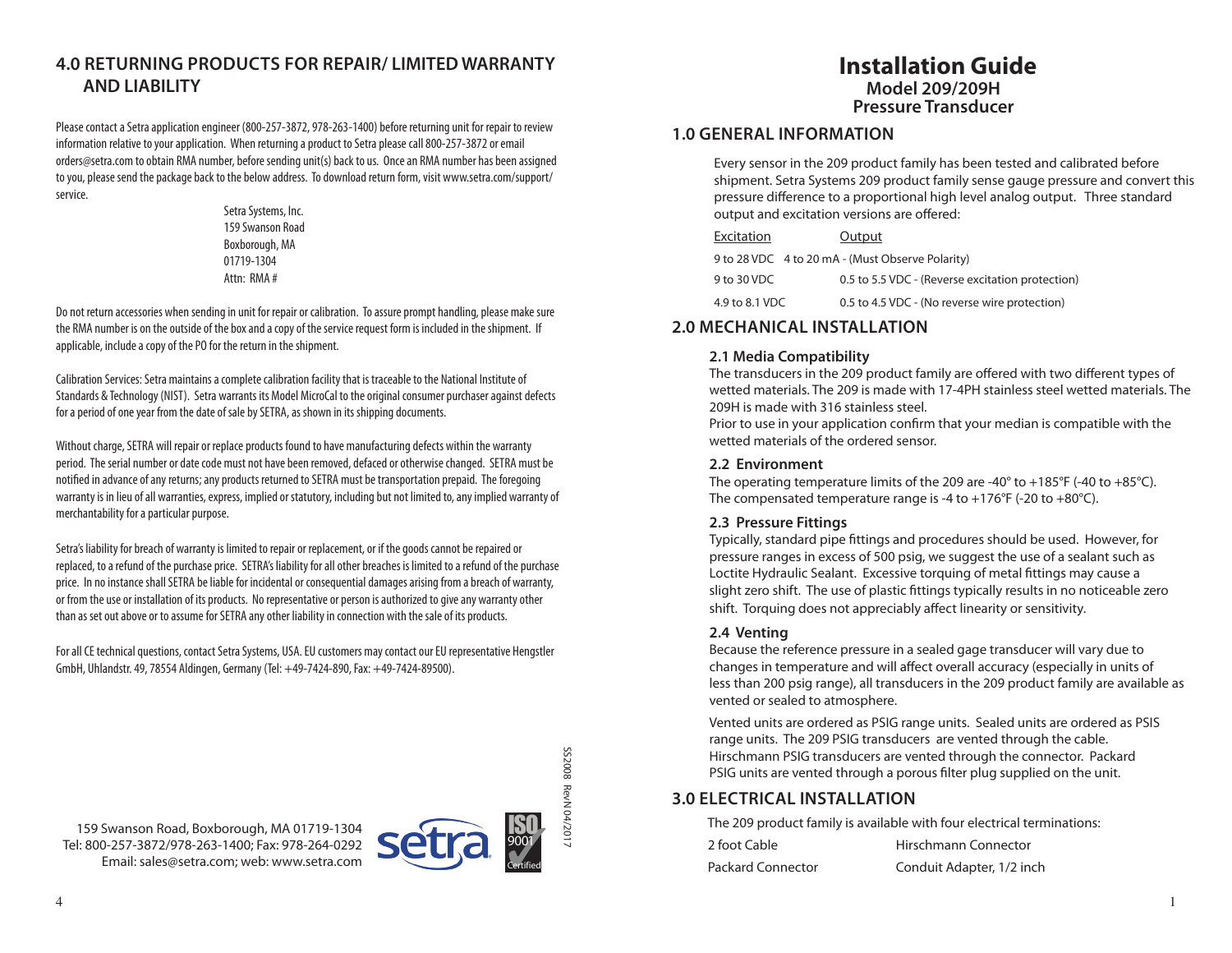# Installation Guide

## Model 209/209H Pressure Transducer

## 1.0 GENERAL INFORMATION

Every sensor in the 209 product family has been tested and calibrated before shipment. Setra Systems 209 product family sense gauge pressure and convert this pressure difference to a proportional high level analog output. Three standard output and excitation versions are offered:

| Excitation | Output |
|---|---|
| 9 to 28 VDC | 4 to 20 mA - (Must Observe Polarity) |
| 9 to 30 VDC | 0.5 to 5.5 VDC - (Reverse excitation protection) |
| 4.9 to 8.1 VDC | 0.5 to 4.5 VDC - (No reverse wire protection) |

## 2.0 MECHANICAL INSTALLATION

### 2.1 Media Compatibility

The transducers in the 209 product family are offered with two different types of wetted materials. The 209 is made with 17-4PH stainless steel wetted materials. The 209H is made with 316 stainless steel.

Prior to use in your application confirm that your median is compatible with the wetted materials of the ordered sensor.

### 2.2 Environment

The operating temperature limits of the 209 are -40° to +185°F (-40 to +85°C). The compensated temperature range is -4 to +176°F (-20 to +80°C).

### 2.3 Pressure Fittings

Typically, standard pipe fittings and procedures should be used. However, for pressure ranges in excess of 500 psig, we suggest the use of a sealant such as Loctite Hydraulic Sealant. Excessive torquing of metal fittings may cause a slight zero shift. The use of plastic fittings typically results in no noticeable zero shift. Torquing does not appreciably affect linearity or sensitivity.

### 2.4 Venting

Because the reference pressure in a sealed gage transducer will vary due to changes in temperature and will affect overall accuracy (especially in units of less than 200 psig range), all transducers in the 209 product family are available as vented or sealed to atmosphere.

Vented units are ordered as PSIG range units. Sealed units are ordered as PSIS range units. The 209 PSIG transducers are vented through the cable. Hirschmann PSIG transducers are vented through the connector. Packard PSIG units are vented through a porous filter plug supplied on the unit.

## 3.0 ELECTRICAL INSTALLATION

The 209 product family is available with four electrical terminations:

| | |
|---|---|
| 2 foot Cable | Hirschmann Connector |
| Packard Connector | Conduit Adapter, 1/2 inch |

## 4.0 RETURNING PRODUCTS FOR REPAIR/ LIMITED WARRANTY AND LIABILITY

Please contact a Setra application engineer (800-257-3872, 978-263-1400) before returning unit for repair to review information relative to your application. When returning a product to Setra please call 800-257-3872 or email orders@setra.com to obtain RMA number, before sending unit(s) back to us. Once an RMA number has been assigned to you, please send the package back to the below address. To download return form, visit www.setra.com/support/service.

Setra Systems, Inc.
159 Swanson Road
Boxborough, MA
01719-1304
Attn: RMA #

Do not return accessories when sending in unit for repair or calibration. To assure prompt handling, please make sure the RMA number is on the outside of the box and a copy of the service request form is included in the shipment. If applicable, include a copy of the PO for the return in the shipment.

Calibration Services: Setra maintains a complete calibration facility that is traceable to the National Institute of Standards & Technology (NIST). Setra warrants its Model MicroCal to the original consumer purchaser against defects for a period of one year from the date of sale by SETRA, as shown in its shipping documents.

Without charge, SETRA will repair or replace products found to have manufacturing defects within the warranty period. The serial number or date code must not have been removed, defaced or otherwise changed. SETRA must be notified in advance of any returns; any products returned to SETRA must be transportation prepaid. The foregoing warranty is in lieu of all warranties, express, implied or statutory, including but not limited to, any implied warranty of merchantability for a particular purpose.

Setra's liability for breach of warranty is limited to repair or replacement, or if the goods cannot be repaired or replaced, to a refund of the purchase price. SETRA's liability for all other breaches is limited to a refund of the purchase price. In no instance shall SETRA be liable for incidental or consequential damages arising from a breach of warranty, or from the use or installation of its products. No representative or person is authorized to give any warranty other than as set out above or to assume for SETRA any other liability in connection with the sale of its products.

For all CE technical questions, contact Setra Systems, USA. EU customers may contact our EU representative Hengstler GmbH, Uhlandstr. 49, 78554 Aldingen, Germany (Tel: +49-7424-890, Fax: +49-7424-89500).

159 Swanson Road, Boxborough, MA 01719-1304
Tel: 800-257-3872/978-263-1400; Fax: 978-264-0292
Email: sales@setra.com; web: www.setra.com

SS2008 Rev N 04/2017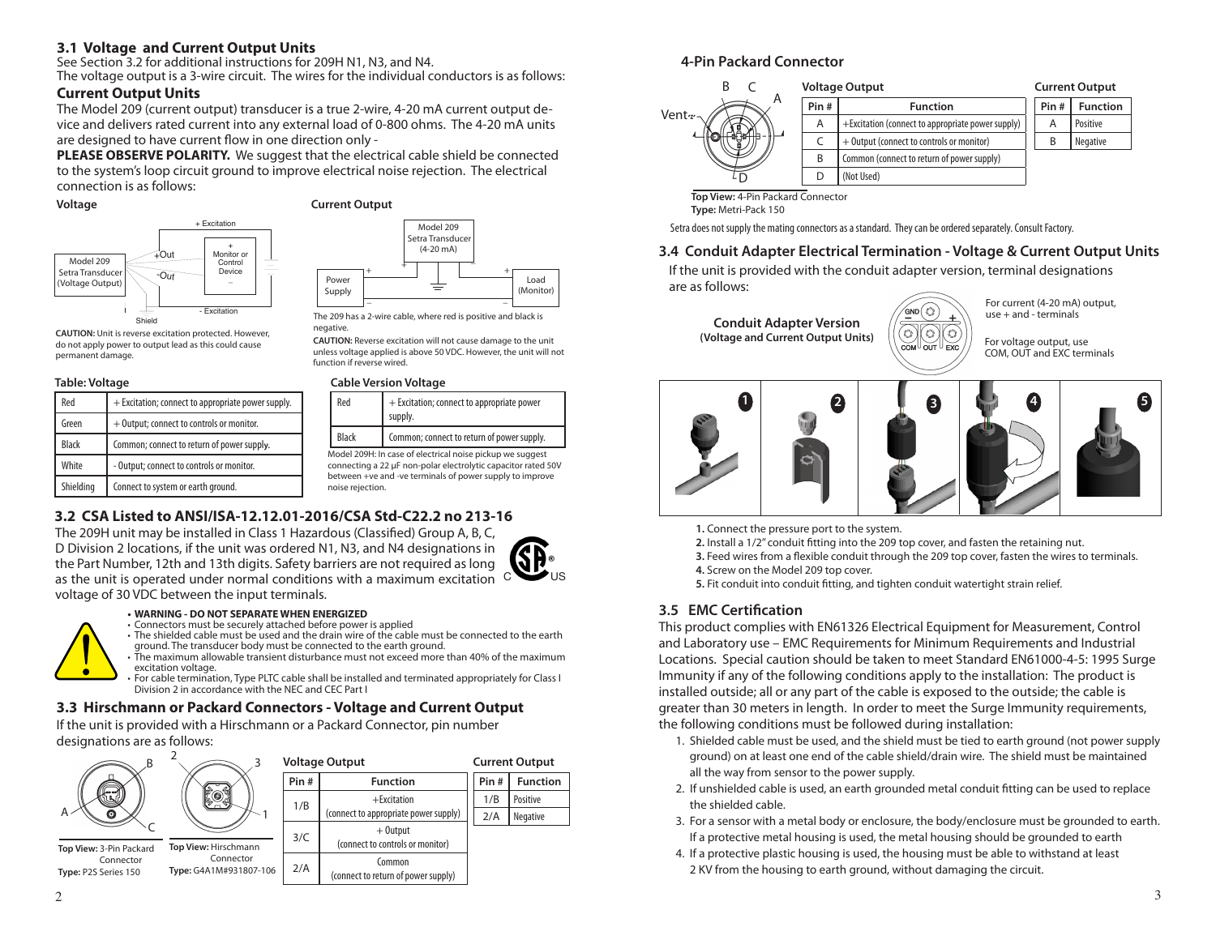## 3.1 Voltage and Current Output Units

See Section 3.2 for additional instructions for 209H N1, N3, and N4.
The voltage output is a 3-wire circuit. The wires for the individual conductors is as follows:

### Current Output Units

The Model 209 (current output) transducer is a true 2-wire, 4-20 mA current output device and delivers rated current into any external load of 0-800 ohms. The 4-20 mA units are designed to have current flow in one direction only -

**PLEASE OBSERVE POLARITY.** We suggest that the electrical cable shield be connected to the system's loop circuit ground to improve electrical noise rejection. The electrical connection is as follows:

**Voltage**

+ Excitation
+Out
-Out
Model 209 Setra Transducer (Voltage Output)
+ Monitor or Control Device –
- Excitation
Shield

**CAUTION:** Unit is reverse excitation protected. However, do not apply power to output lead as this could cause permanent damage.

**Current Output**

Model 209 Setra Transducer (4-20 mA)
Power Supply
Load (Monitor)

The 209 has a 2-wire cable, where red is positive and black is negative.

**CAUTION:** Reverse excitation will not cause damage to the unit unless voltage applied is above 50 VDC. However, the unit will not function if reverse wired.

**Table: Voltage**

| | |
|---|---|
| Red | + Excitation; connect to appropriate power supply. |
| Green | + Output; connect to controls or monitor. |
| Black | Common; connect to return of power supply. |
| White | - Output; connect to controls or monitor. |
| Shielding | Connect to system or earth ground. |

**Cable Version Voltage**

| | |
|---|---|
| Red | + Excitation; connect to appropriate power supply. |
| Black | Common; connect to return of power supply. |

Model 209H: In case of electrical noise pickup we suggest connecting a 22 µF non-polar electrolytic capacitor rated 50V between +ve and -ve terminals of power supply to improve noise rejection.

## 3.2 CSA Listed to ANSI/ISA-12.12.01-2016/CSA Std-C22.2 no 213-16

The 209H unit may be installed in Class 1 Hazardous (Classified) Group A, B, C, D Division 2 locations, if the unit was ordered N1, N3, and N4 designations in the Part Number, 12th and 13th digits. Safety barriers are not required as long as the unit is operated under normal conditions with a maximum excitation voltage of 30 VDC between the input terminals.

- **WARNING - DO NOT SEPARATE WHEN ENERGIZED**
- Connectors must be securely attached before power is applied
- The shielded cable must be used and the drain wire of the cable must be connected to the earth ground. The transducer body must be connected to the earth ground.
- The maximum allowable transient disturbance must not exceed more than 40% of the maximum excitation voltage.
- For cable termination, Type PLTC cable shall be installed and terminated appropriately for Class I Division 2 in accordance with the NEC and CEC Part I

## 3.3 Hirschmann or Packard Connectors - Voltage and Current Output

If the unit is provided with a Hirschmann or a Packard Connector, pin number designations are as follows:

**Top View:** 3-Pin Packard Connector
**Type:** P2S Series 150

**Top View:** Hirschmann Connector
**Type:** G4A1M#931807-106

**Voltage Output**

| Pin # | Function |
|---|---|
| 1/B | +Excitation (connect to appropriate power supply) |
| 3/C | + Output (connect to controls or monitor) |
| 2/A | Common (connect to return of power supply) |

**Current Output**

| Pin # | Function |
|---|---|
| 1/B | Positive |
| 2/A | Negative |

### 4-Pin Packard Connector

**Voltage Output**

| Pin # | Function |
|---|---|
| A | +Excitation (connect to appropriate power supply) |
| C | + Output (connect to controls or monitor) |
| B | Common (connect to return of power supply) |
| D | (Not Used) |

**Current Output**

| Pin # | Function |
|---|---|
| A | Positive |
| B | Negative |

**Top View:** 4-Pin Packard Connector
**Type:** Metri-Pack 150

Setra does not supply the mating connectors as a standard. They can be ordered separately. Consult Factory.

## 3.4 Conduit Adapter Electrical Termination - Voltage & Current Output Units

If the unit is provided with the conduit adapter version, terminal designations are as follows:

**Conduit Adapter Version (Voltage and Current Output Units)**

GND, COM, OUT, EXC

For current (4-20 mA) output, use + and - terminals

For voltage output, use COM, OUT and EXC terminals

1. Connect the pressure port to the system.
2. Install a 1/2" conduit fitting into the 209 top cover, and fasten the retaining nut.
3. Feed wires from a flexible conduit through the 209 top cover, fasten the wires to terminals.
4. Screw on the Model 209 top cover.
5. Fit conduit into conduit fitting, and tighten conduit watertight strain relief.

## 3.5 EMC Certification

This product complies with EN61326 Electrical Equipment for Measurement, Control and Laboratory use – EMC Requirements for Minimum Requirements and Industrial Locations. Special caution should be taken to meet Standard EN61000-4-5: 1995 Surge Immunity if any of the following conditions apply to the installation: The product is installed outside; all or any part of the cable is exposed to the outside; the cable is greater than 30 meters in length. In order to meet the Surge Immunity requirements, the following conditions must be followed during installation:

1. Shielded cable must be used, and the shield must be tied to earth ground (not power supply ground) on at least one end of the cable shield/drain wire. The shield must be maintained all the way from sensor to the power supply.
2. If unshielded cable is used, an earth grounded metal conduit fitting can be used to replace the shielded cable.
3. For a sensor with a metal body or enclosure, the body/enclosure must be grounded to earth. If a protective metal housing is used, the metal housing should be grounded to earth
4. If a protective plastic housing is used, the housing must be able to withstand at least 2 KV from the housing to earth ground, without damaging the circuit.